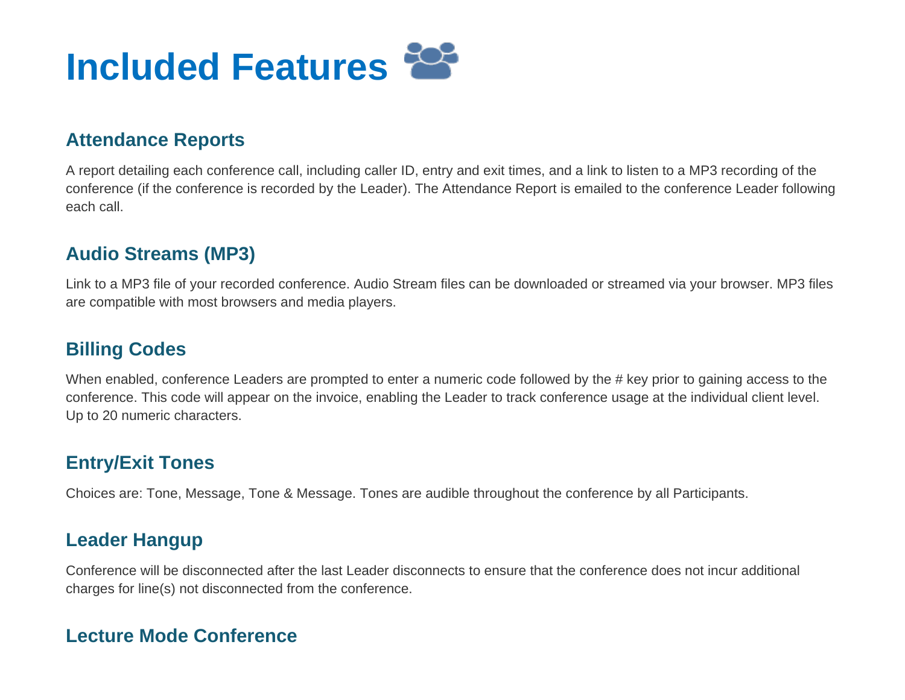# Included Features

## Attendance Reports

A report detailing each conference call, including caller ID, entry and exit times, and a link to listen to a MP3 recording of the conference (if the conference is recorded by the Leader). The Attendance Report is emailed to the conference Leader following each call.

## Audio Streams (MP3)

Link to a MP3 file of your recorded conference. Audio Stream files can be downloaded or streamed via your browser. MP3 files are compatible with most browsers and media players.

## Billing Codes

When enabled, conference Leaders are prompted to enter a numeric code followed by the # key prior to gaining access to the conference. This code will appear on the invoice, enabling the Leader to track conference usage at the individual client level. Up to 20 numeric characters.

## Entry/Exit Tones

Choices are: Tone, Message, Tone & Message. Tones are audible throughout the conference by all Participants.

## Leader Hangup

Conference will be disconnected after the last Leader disconnects to ensure that the conference does not incur additional charges for line(s) not disconnected from the conference.

## Lecture Mode Conference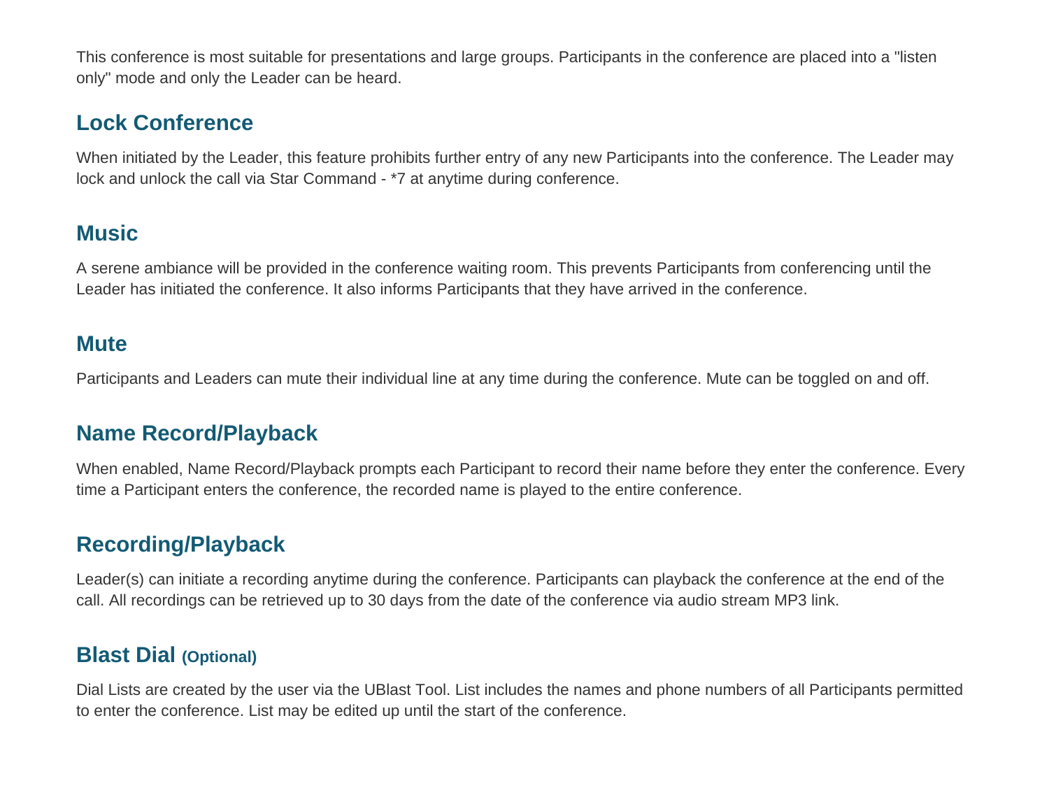This conference is most suitable for presentations and large groups. Participants in the conference are placed into a "listen only" mode and only the Leader can be heard.

## Lock Conference

When initiated by the Leader, this feature prohibits further entry of any new Participants into the conference. The Leader may lock and unlock the call via Star Command - *7 at anytime during conference.

## Music

A serene ambiance will be provided in the conference waiting room. This prevents Participants from conferencing until the Leader has initiated the conference. It also informs Participants that they have arrived in the conference.

## Mute

Participants and Leaders can mute their individual line at any time during the conference. Mute can be toggled on and off.

## Name Record/Playback

When enabled, Name Record/Playback prompts each Participant to record their name before they enter the conference. Every time a Participant enters the conference, the recorded name is played to the entire conference.

## Recording/Playback

Leader(s) can initiate a recording anytime during the conference. Participants can playback the conference at the end of the call. All recordings can be retrieved up to 30 days from the date of the conference via audio stream MP3 link.

## Blast Dial (Optional)

Dial Lists are created by the user via the UBlast Tool. List includes the names and phone numbers of all Participants permitted to enter the conference. List may be edited up until the start of the conference.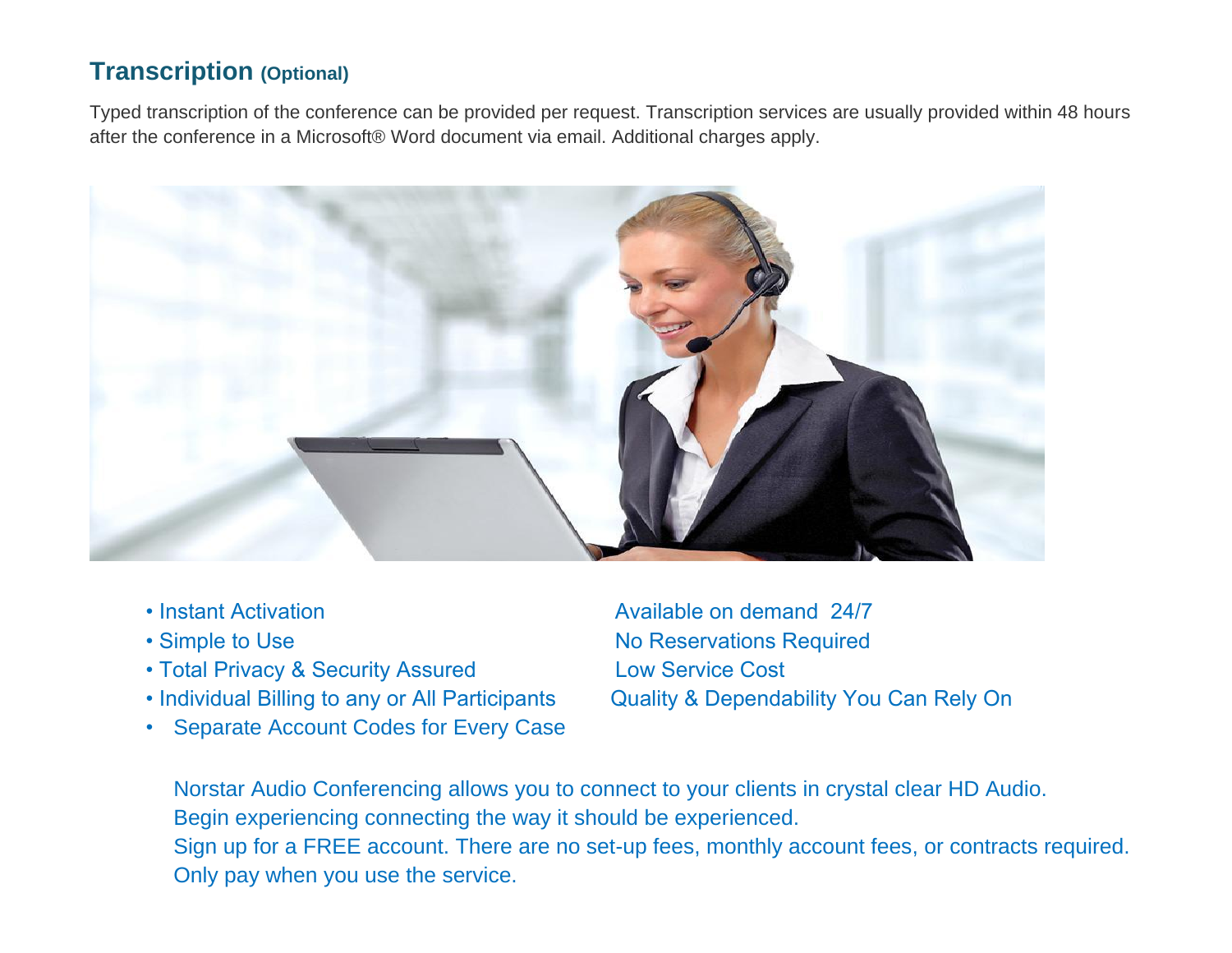## Transcription (Optional)

Typed transcription of the conference can be provided per request. Transcription services are usually provided within 48 hours after the conference in a Microsoft® Word document via email. Additional charges apply.

- Instant Activation
- Simple to Use
- Total Privacy & Security Assured
- Individual Billing to any or All Participants
- Separate Account Codes for Every Case

Available on demand 24/7
No Reservations Required
Low Service Cost
Quality & Dependability You Can Rely On

Norstar Audio Conferencing allows you to connect to your clients in crystal clear HD Audio.
Begin experiencing connecting the way it should be experienced.
Sign up for a FREE account. There are no set-up fees, monthly account fees, or contracts required.
Only pay when you use the service.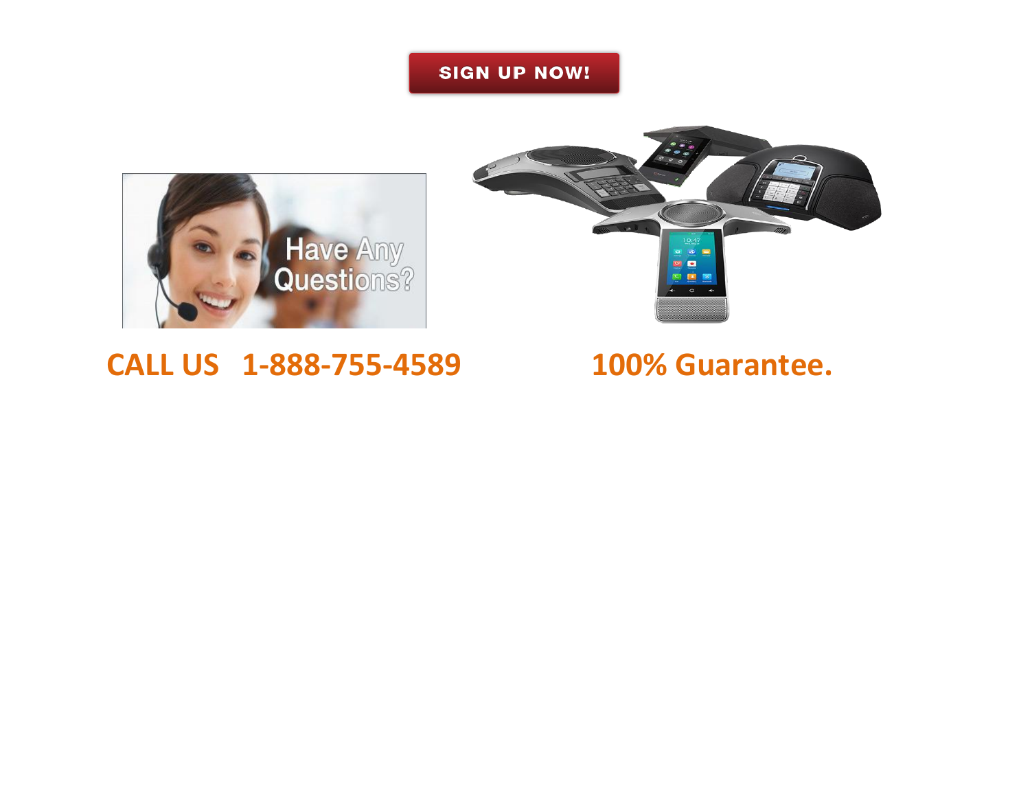SIGN UP NOW!

**CALL US 1-888-755-4589**

**100% Guarantee.**